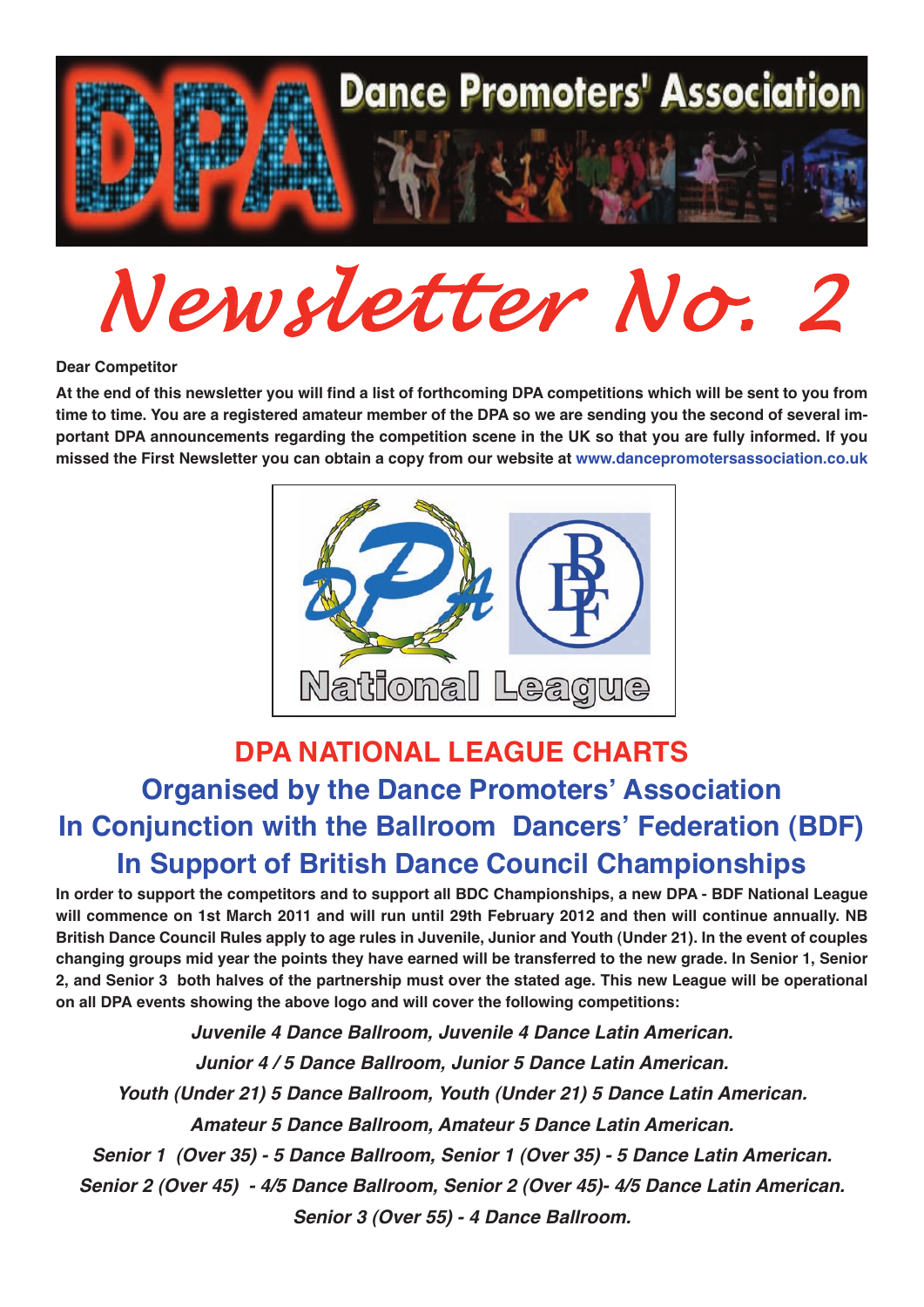# Dance Promoters' Association

# Newsletter No. 2

**Dear Competitor**

**At the end of this newsletter you will find a list of forthcoming DPA competitions which will be sent to you from time to time. You are a registered amateur member of the DPA so we are sending you the second of several important DPA announcements regarding the competition scene in the UK so that you are fully informed. If you missed the First Newsletter you can obtain a copy from our website at www.dancepromotersassociation.co.uk**

National League

## DPA NATIONAL LEAGUE CHARTS

### Organised by the Dance Promoters' Association
### In Conjunction with the Ballroom Dancers' Federation (BDF)
### In Support of British Dance Council Championships

**In order to support the competitors and to support all BDC Championships, a new DPA - BDF National League will commence on 1st March 2011 and will run until 29th February 2012 and then will continue annually. NB British Dance Council Rules apply to age rules in Juvenile, Junior and Youth (Under 21). In the event of couples changing groups mid year the points they have earned will be transferred to the new grade. In Senior 1, Senior 2, and Senior 3 both halves of the partnership must over the stated age. This new League will be operational on all DPA events showing the above logo and will cover the following competitions:**

***Juvenile 4 Dance Ballroom, Juvenile 4 Dance Latin American.***

***Junior 4 / 5 Dance Ballroom, Junior 5 Dance Latin American.***

***Youth (Under 21) 5 Dance Ballroom, Youth (Under 21) 5 Dance Latin American.***

***Amateur 5 Dance Ballroom, Amateur 5 Dance Latin American.***

***Senior 1 (Over 35) - 5 Dance Ballroom, Senior 1 (Over 35) - 5 Dance Latin American.***

***Senior 2 (Over 45) - 4/5 Dance Ballroom, Senior 2 (Over 45)- 4/5 Dance Latin American.***

***Senior 3 (Over 55) - 4 Dance Ballroom.***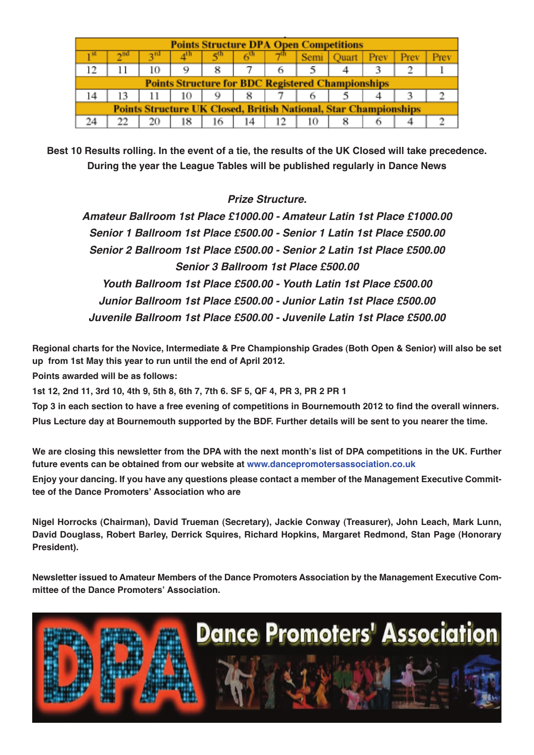| Points Structure DPA Open Competitions | | | | | | | | | | | |
|---|---|---|---|---|---|---|---|---|---|---|---|
| 1st | 2nd | 3rd | 4th | 5th | 6th | 7th | Semi | Quart | Prev | Prev | Prev |
| 12 | 11 | 10 | 9 | 8 | 7 | 6 | 5 | 4 | 3 | 2 | 1 |
| **Points Structure for BDC Registered Championships** | | | | | | | | | | | |
| 14 | 13 | 11 | 10 | 9 | 8 | 7 | 6 | 5 | 4 | 3 | 2 |
| **Points Structure UK Closed, British National, Star Championships** | | | | | | | | | | | |
| 24 | 22 | 20 | 18 | 16 | 14 | 12 | 10 | 8 | 6 | 4 | 2 |

**Best 10 Results rolling. In the event of a tie, the results of the UK Closed will take precedence. During the year the League Tables will be published regularly in Dance News**

***Prize Structure.***

***Amateur Ballroom 1st Place £1000.00 - Amateur Latin 1st Place £1000.00***
***Senior 1 Ballroom 1st Place £500.00 - Senior 1 Latin 1st Place £500.00***
***Senior 2 Ballroom 1st Place £500.00 - Senior 2 Latin 1st Place £500.00***
***Senior 3 Ballroom 1st Place £500.00***
***Youth Ballroom 1st Place £500.00 - Youth Latin 1st Place £500.00***
***Junior Ballroom 1st Place £500.00 - Junior Latin 1st Place £500.00***
***Juvenile Ballroom 1st Place £500.00 - Juvenile Latin 1st Place £500.00***

**Regional charts for the Novice, Intermediate & Pre Championship Grades (Both Open & Senior) will also be set up from 1st May this year to run until the end of April 2012.**

**Points awarded will be as follows:**

**1st 12, 2nd 11, 3rd 10, 4th 9, 5th 8, 6th 7, 7th 6. SF 5, QF 4, PR 3, PR 2 PR 1**

**Top 3 in each section to have a free evening of competitions in Bournemouth 2012 to find the overall winners. Plus Lecture day at Bournemouth supported by the BDF. Further details will be sent to you nearer the time.**

**We are closing this newsletter from the DPA with the next month's list of DPA competitions in the UK. Further future events can be obtained from our website at www.dancepromotersassociation.co.uk**

**Enjoy your dancing. If you have any questions please contact a member of the Management Executive Committee of the Dance Promoters' Association who are**

**Nigel Horrocks (Chairman), David Trueman (Secretary), Jackie Conway (Treasurer), John Leach, Mark Lunn, David Douglass, Robert Barley, Derrick Squires, Richard Hopkins, Margaret Redmond, Stan Page (Honorary President).**

**Newsletter issued to Amateur Members of the Dance Promoters Association by the Management Executive Committee of the Dance Promoters' Association.**

DPA Dance Promoters' Association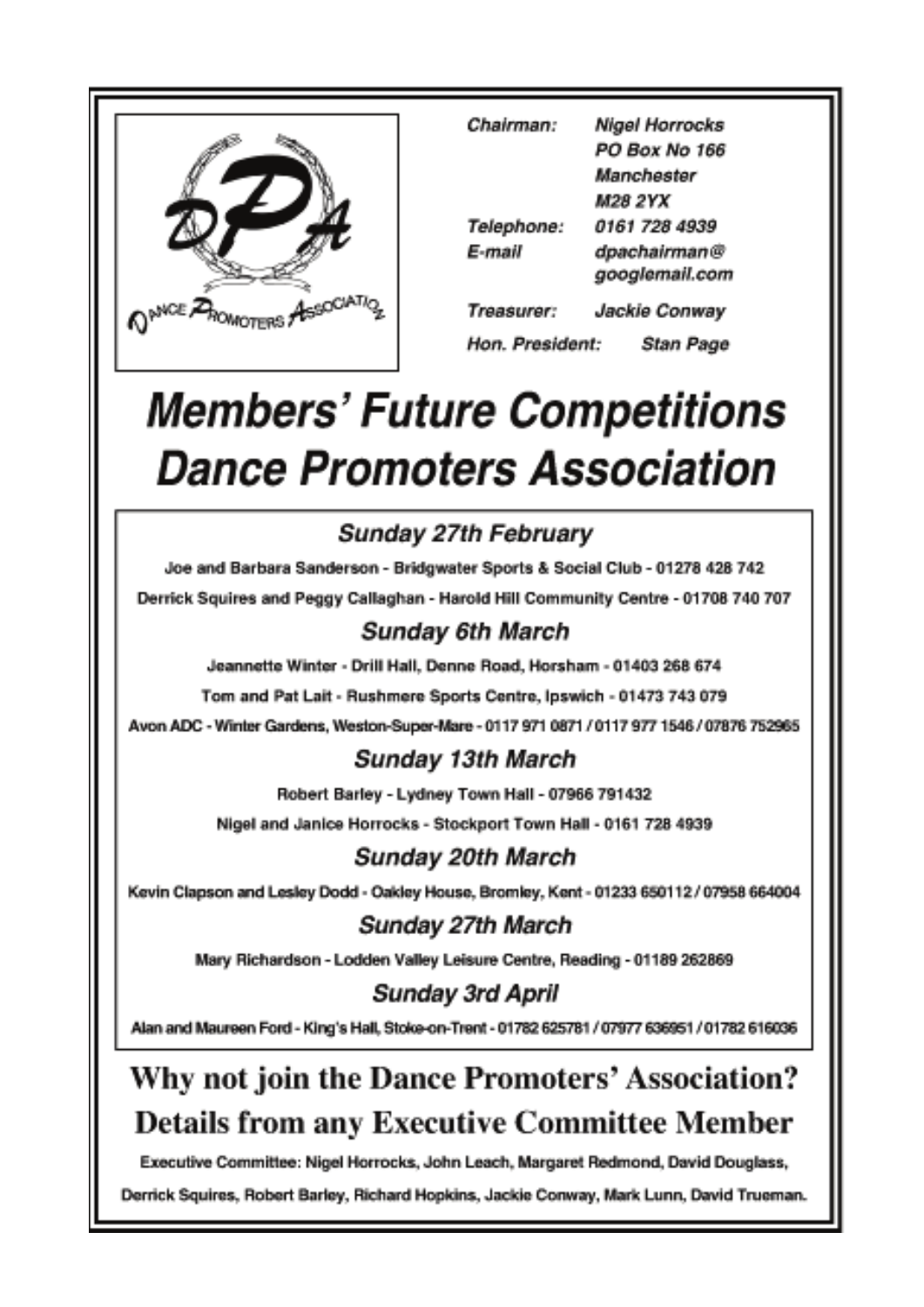DPA

DANCE PROMOTERS ASSOCIATION

*Chairman:* *Nigel Horrocks*
*PO Box No 166*
*Manchester*
*M28 2YX*

*Telephone:* *0161 728 4939*

*E-mail* *dpachairman@googlemail.com*

*Treasurer:* *Jackie Conway*

*Hon. President:* *Stan Page*

# Members' Future Competitions Dance Promoters Association

## Sunday 27th February

Joe and Barbara Sanderson - Bridgwater Sports & Social Club - 01278 428 742

Derrick Squires and Peggy Callaghan - Harold Hill Community Centre - 01708 740 707

## Sunday 6th March

Jeannette Winter - Drill Hall, Denne Road, Horsham - 01403 268 674

Tom and Pat Lait - Rushmere Sports Centre, Ipswich - 01473 743 079

Avon ADC - Winter Gardens, Weston-Super-Mare - 0117 971 0871 / 0117 977 1546 / 07876 752965

## Sunday 13th March

Robert Barley - Lydney Town Hall - 07966 791432

Nigel and Janice Horrocks - Stockport Town Hall - 0161 728 4939

## Sunday 20th March

Kevin Clapson and Lesley Dodd - Oakley House, Bromley, Kent - 01233 650112 / 07958 664004

## Sunday 27th March

Mary Richardson - Lodden Valley Leisure Centre, Reading - 01189 262869

## Sunday 3rd April

Alan and Maureen Ford - King's Hall, Stoke-on-Trent - 01782 625781 / 07977 636951 / 01782 616036

**Why not join the Dance Promoters' Association?**
**Details from any Executive Committee Member**

Executive Committee: Nigel Horrocks, John Leach, Margaret Redmond, David Douglass, Derrick Squires, Robert Barley, Richard Hopkins, Jackie Conway, Mark Lunn, David Trueman.